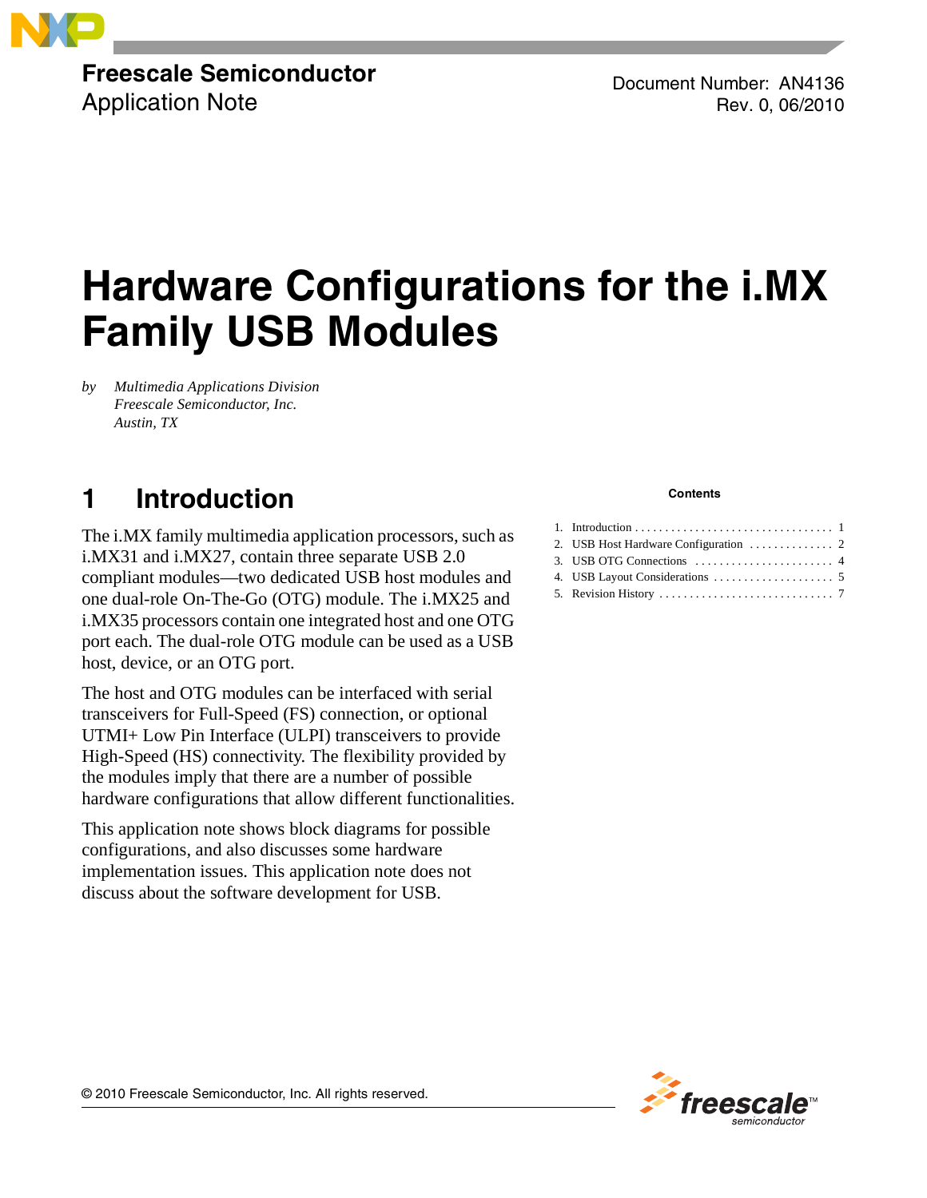Freescale Semiconductor
Application Note

Document Number: AN4136
Rev. 0, 06/2010

# Hardware Configurations for the i.MX Family USB Modules

*by* *Multimedia Applications Division*
*Freescale Semiconductor, Inc.*
*Austin, TX*

**Contents**

1. Introduction . . . . . . . . . . . . . . . . . . . . . . . . . . . . . . . . 1
2. USB Host Hardware Configuration . . . . . . . . . . . . . . 2
3. USB OTG Connections . . . . . . . . . . . . . . . . . . . . . . . 4
4. USB Layout Considerations . . . . . . . . . . . . . . . . . . . . 5
5. Revision History . . . . . . . . . . . . . . . . . . . . . . . . . . . . 7

## 1 Introduction

The i.MX family multimedia application processors, such as i.MX31 and i.MX27, contain three separate USB 2.0 compliant modules—two dedicated USB host modules and one dual-role On-The-Go (OTG) module. The i.MX25 and i.MX35 processors contain one integrated host and one OTG port each. The dual-role OTG module can be used as a USB host, device, or an OTG port.

The host and OTG modules can be interfaced with serial transceivers for Full-Speed (FS) connection, or optional UTMI+ Low Pin Interface (ULPI) transceivers to provide High-Speed (HS) connectivity. The flexibility provided by the modules imply that there are a number of possible hardware configurations that allow different functionalities.

This application note shows block diagrams for possible configurations, and also discusses some hardware implementation issues. This application note does not discuss about the software development for USB.

© 2010 Freescale Semiconductor, Inc. All rights reserved.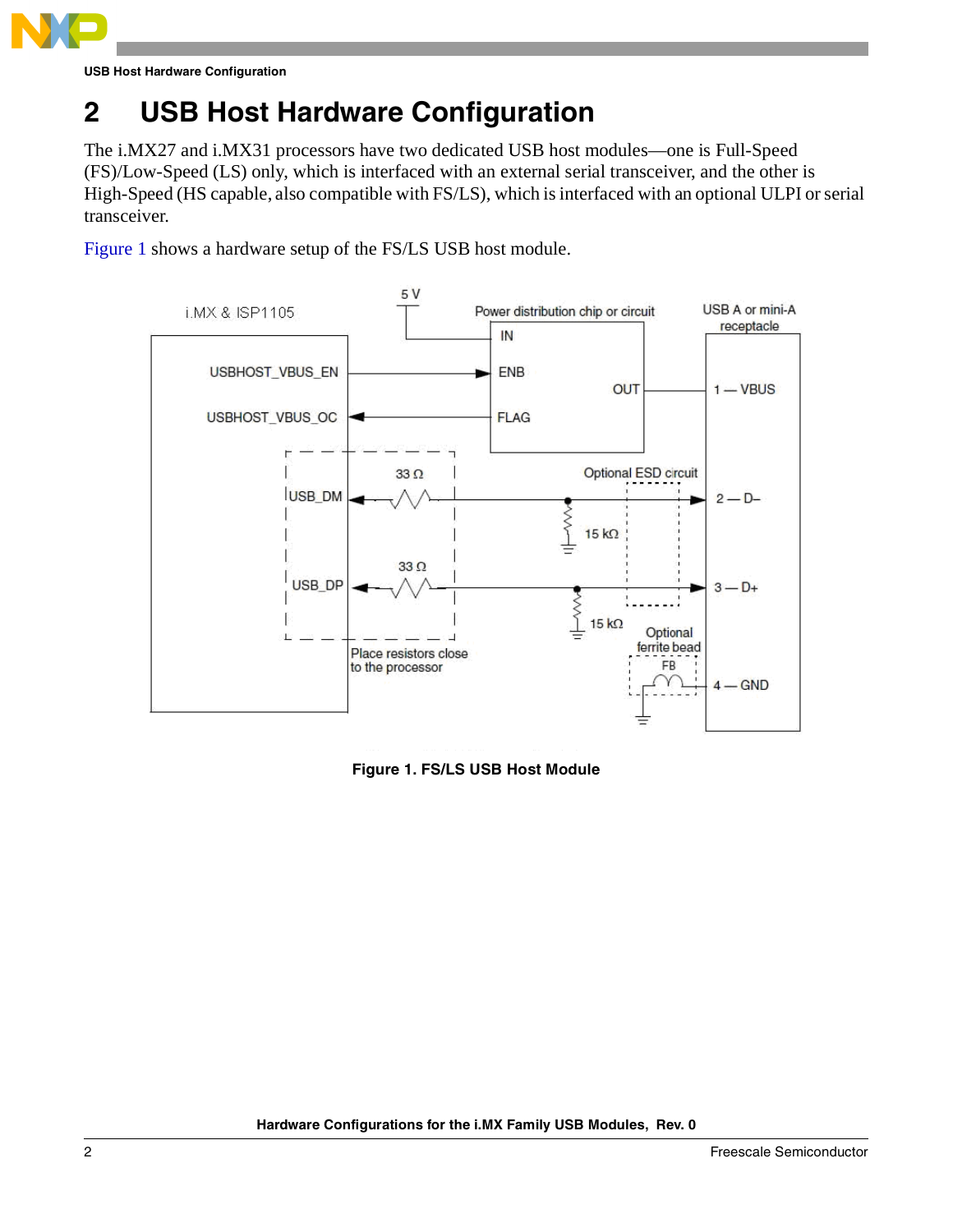# 2 USB Host Hardware Configuration

The i.MX27 and i.MX31 processors have two dedicated USB host modules—one is Full-Speed (FS)/Low-Speed (LS) only, which is interfaced with an external serial transceiver, and the other is High-Speed (HS capable, also compatible with FS/LS), which is interfaced with an optional ULPI or serial transceiver.

Figure 1 shows a hardware setup of the FS/LS USB host module.

**Figure 1. FS/LS USB Host Module**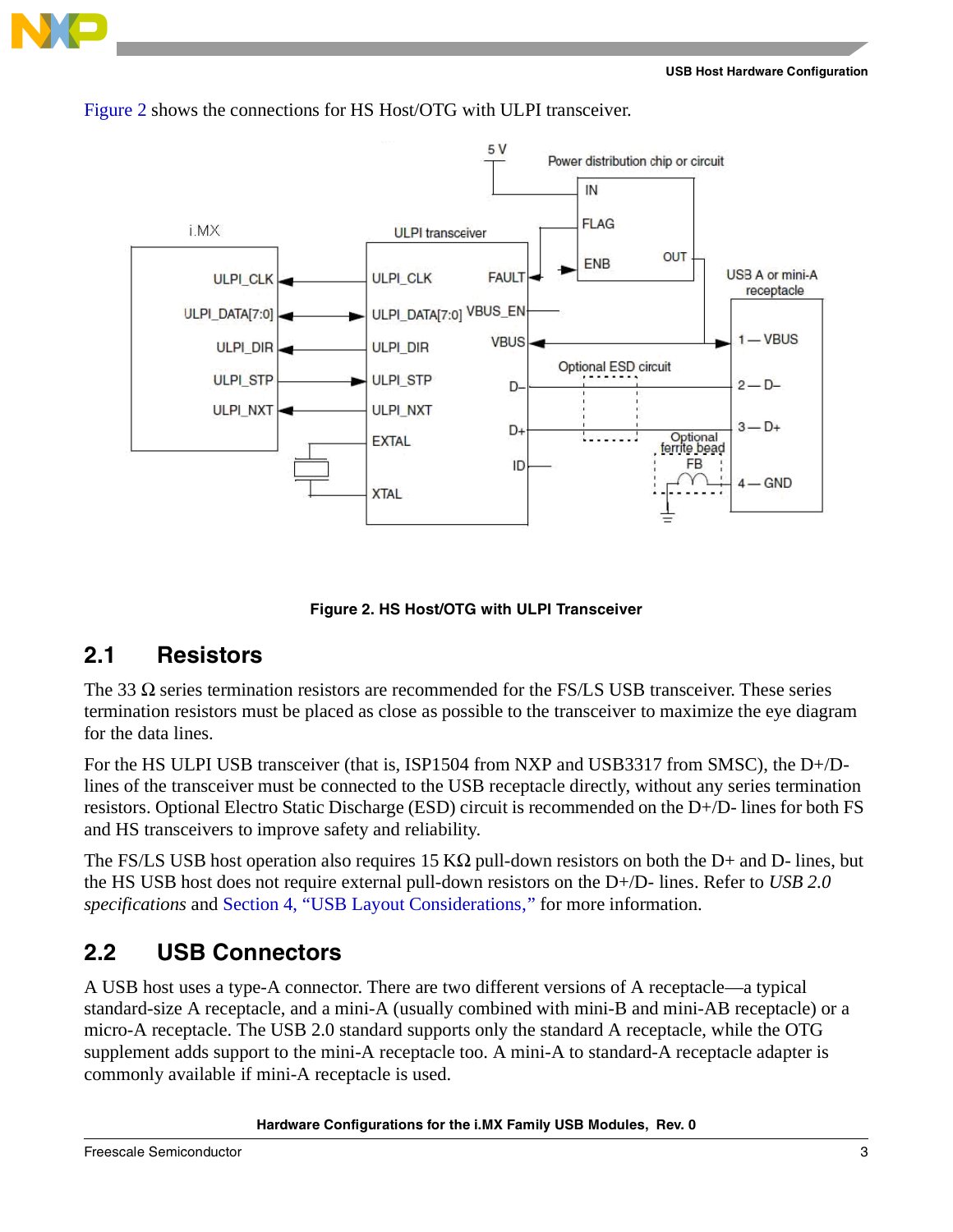Figure 2 shows the connections for HS Host/OTG with ULPI transceiver.

**Figure 2. HS Host/OTG with ULPI Transceiver**

## 2.1 Resistors

The 33 Ω series termination resistors are recommended for the FS/LS USB transceiver. These series termination resistors must be placed as close as possible to the transceiver to maximize the eye diagram for the data lines.

For the HS ULPI USB transceiver (that is, ISP1504 from NXP and USB3317 from SMSC), the D+/D- lines of the transceiver must be connected to the USB receptacle directly, without any series termination resistors. Optional Electro Static Discharge (ESD) circuit is recommended on the D+/D- lines for both FS and HS transceivers to improve safety and reliability.

The FS/LS USB host operation also requires 15 KΩ pull-down resistors on both the D+ and D- lines, but the HS USB host does not require external pull-down resistors on the D+/D- lines. Refer to *USB 2.0 specifications* and Section 4, "USB Layout Considerations," for more information.

## 2.2 USB Connectors

A USB host uses a type-A connector. There are two different versions of A receptacle—a typical standard-size A receptacle, and a mini-A (usually combined with mini-B and mini-AB receptacle) or a micro-A receptacle. The USB 2.0 standard supports only the standard A receptacle, while the OTG supplement adds support to the mini-A receptacle too. A mini-A to standard-A receptacle adapter is commonly available if mini-A receptacle is used.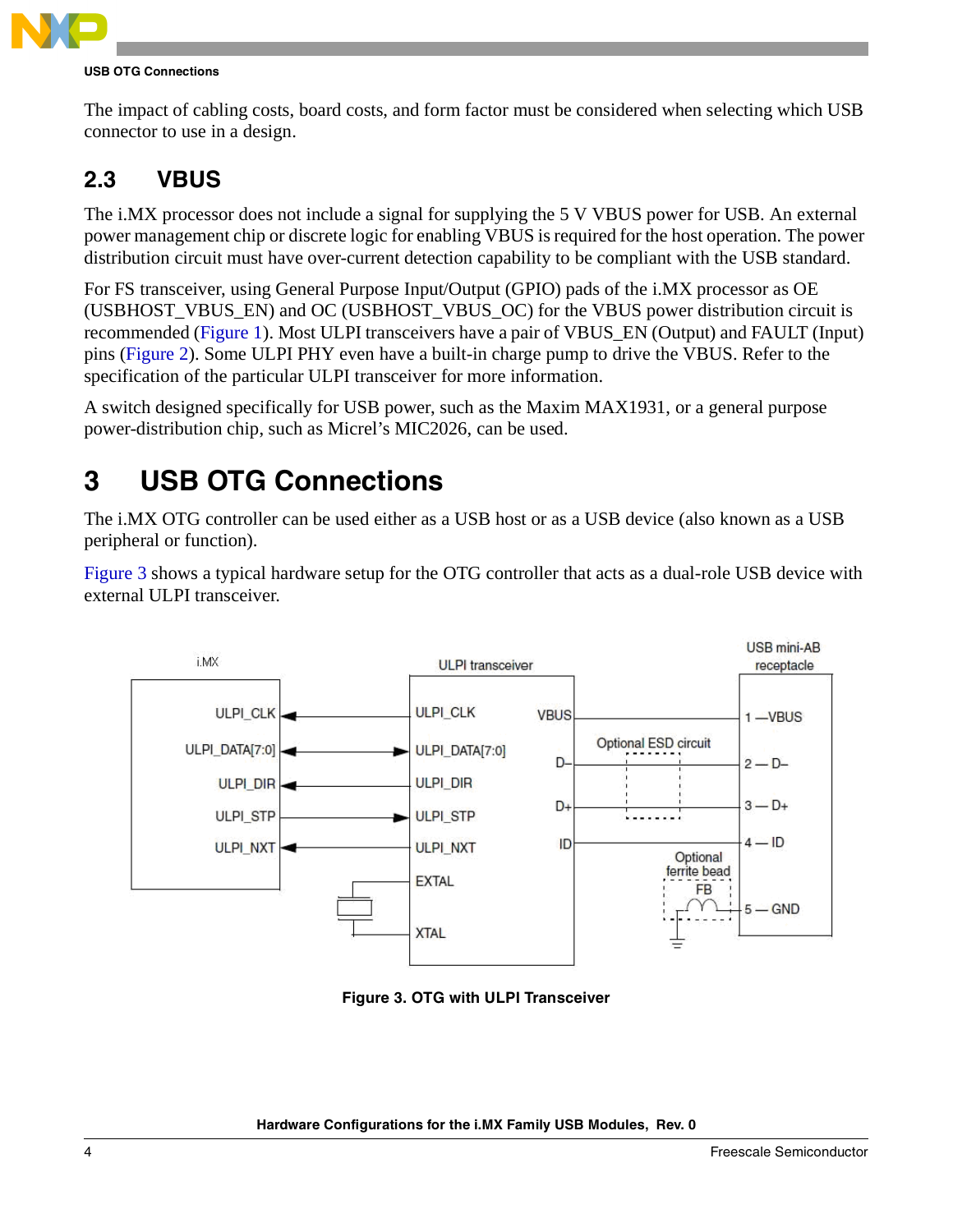The impact of cabling costs, board costs, and form factor must be considered when selecting which USB connector to use in a design.

## 2.3 VBUS

The i.MX processor does not include a signal for supplying the 5 V VBUS power for USB. An external power management chip or discrete logic for enabling VBUS is required for the host operation. The power distribution circuit must have over-current detection capability to be compliant with the USB standard.

For FS transceiver, using General Purpose Input/Output (GPIO) pads of the i.MX processor as OE (USBHOST_VBUS_EN) and OC (USBHOST_VBUS_OC) for the VBUS power distribution circuit is recommended (Figure 1). Most ULPI transceivers have a pair of VBUS_EN (Output) and FAULT (Input) pins (Figure 2). Some ULPI PHY even have a built-in charge pump to drive the VBUS. Refer to the specification of the particular ULPI transceiver for more information.

A switch designed specifically for USB power, such as the Maxim MAX1931, or a general purpose power-distribution chip, such as Micrel's MIC2026, can be used.

# 3 USB OTG Connections

The i.MX OTG controller can be used either as a USB host or as a USB device (also known as a USB peripheral or function).

Figure 3 shows a typical hardware setup for the OTG controller that acts as a dual-role USB device with external ULPI transceiver.

Figure 3. OTG with ULPI Transceiver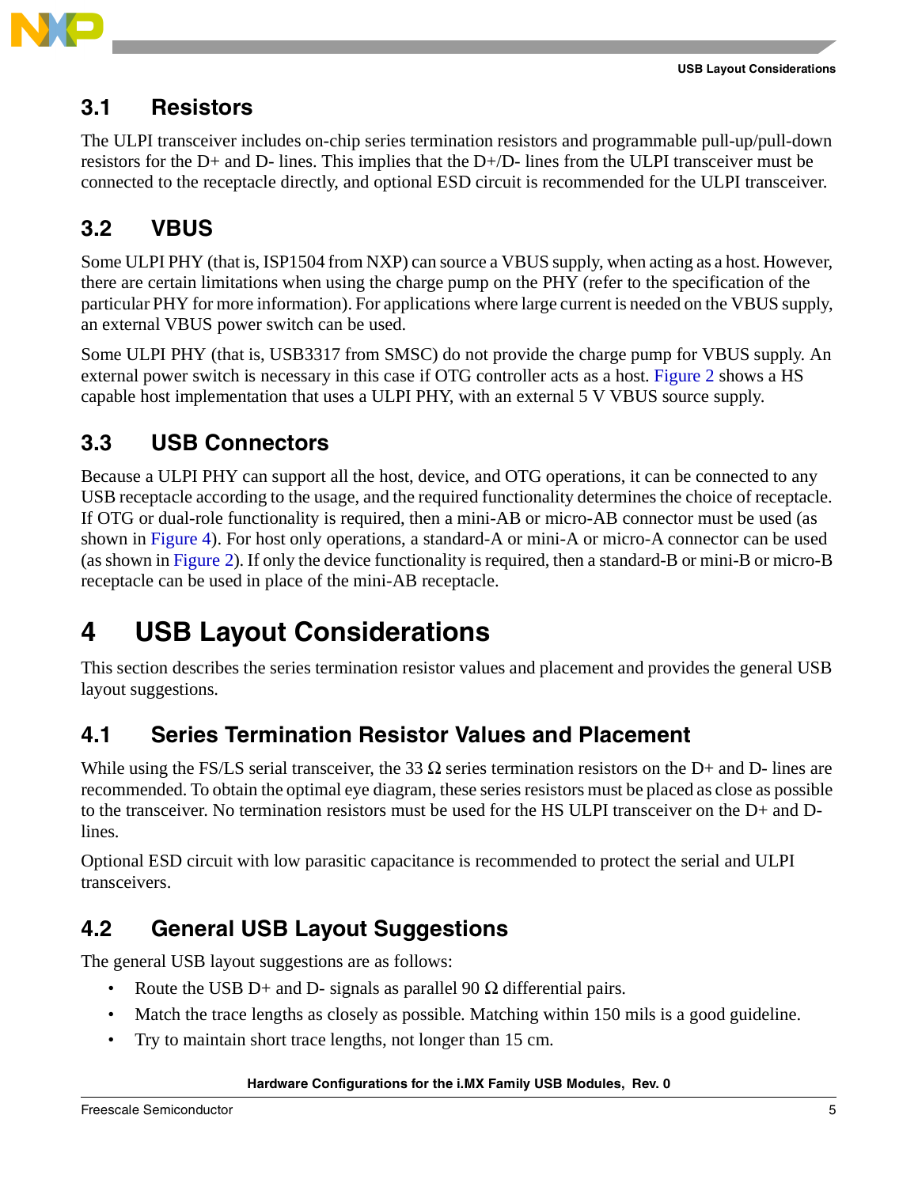## 3.1 Resistors

The ULPI transceiver includes on-chip series termination resistors and programmable pull-up/pull-down resistors for the D+ and D- lines. This implies that the D+/D- lines from the ULPI transceiver must be connected to the receptacle directly, and optional ESD circuit is recommended for the ULPI transceiver.

## 3.2 VBUS

Some ULPI PHY (that is, ISP1504 from NXP) can source a VBUS supply, when acting as a host. However, there are certain limitations when using the charge pump on the PHY (refer to the specification of the particular PHY for more information). For applications where large current is needed on the VBUS supply, an external VBUS power switch can be used.

Some ULPI PHY (that is, USB3317 from SMSC) do not provide the charge pump for VBUS supply. An external power switch is necessary in this case if OTG controller acts as a host. Figure 2 shows a HS capable host implementation that uses a ULPI PHY, with an external 5 V VBUS source supply.

## 3.3 USB Connectors

Because a ULPI PHY can support all the host, device, and OTG operations, it can be connected to any USB receptacle according to the usage, and the required functionality determines the choice of receptacle. If OTG or dual-role functionality is required, then a mini-AB or micro-AB connector must be used (as shown in Figure 4). For host only operations, a standard-A or mini-A or micro-A connector can be used (as shown in Figure 2). If only the device functionality is required, then a standard-B or mini-B or micro-B receptacle can be used in place of the mini-AB receptacle.

# 4 USB Layout Considerations

This section describes the series termination resistor values and placement and provides the general USB layout suggestions.

## 4.1 Series Termination Resistor Values and Placement

While using the FS/LS serial transceiver, the 33 Ω series termination resistors on the D+ and D- lines are recommended. To obtain the optimal eye diagram, these series resistors must be placed as close as possible to the transceiver. No termination resistors must be used for the HS ULPI transceiver on the D+ and D- lines.

Optional ESD circuit with low parasitic capacitance is recommended to protect the serial and ULPI transceivers.

## 4.2 General USB Layout Suggestions

The general USB layout suggestions are as follows:

- Route the USB D+ and D- signals as parallel 90 Ω differential pairs.
- Match the trace lengths as closely as possible. Matching within 150 mils is a good guideline.
- Try to maintain short trace lengths, not longer than 15 cm.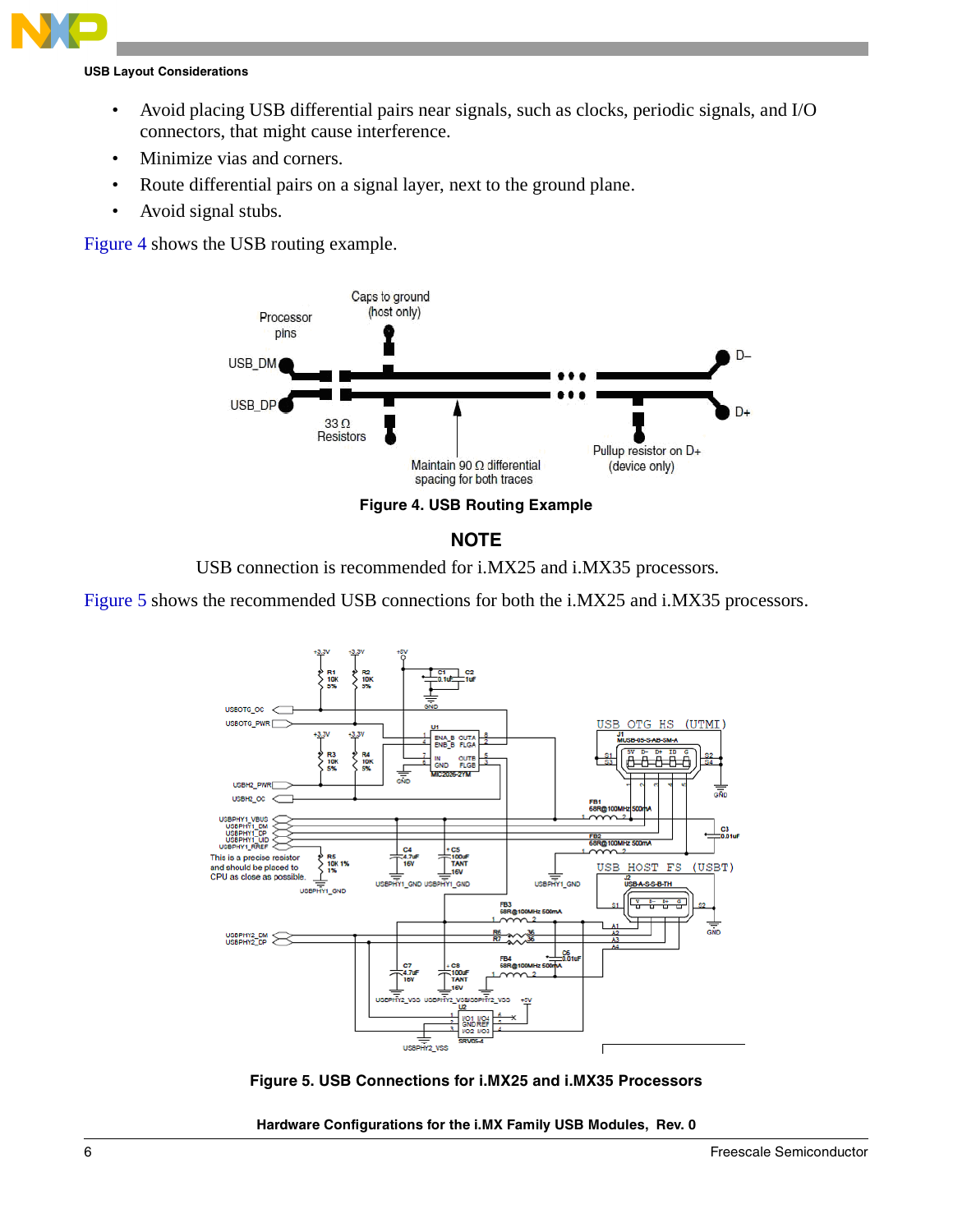- Avoid placing USB differential pairs near signals, such as clocks, periodic signals, and I/O connectors, that might cause interference.
- Minimize vias and corners.
- Route differential pairs on a signal layer, next to the ground plane.
- Avoid signal stubs.

Figure 4 shows the USB routing example.

**Figure 4. USB Routing Example**

### NOTE

USB connection is recommended for i.MX25 and i.MX35 processors.

Figure 5 shows the recommended USB connections for both the i.MX25 and i.MX35 processors.

**Figure 5. USB Connections for i.MX25 and i.MX35 Processors**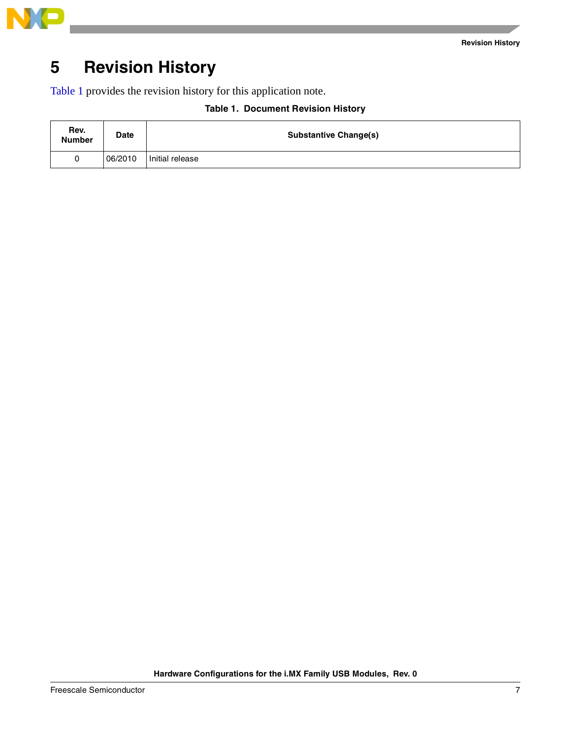# 5 Revision History

Table 1 provides the revision history for this application note.

**Table 1. Document Revision History**

| Rev. Number | Date | Substantive Change(s) |
|---|---|---|
| 0 | 06/2010 | Initial release |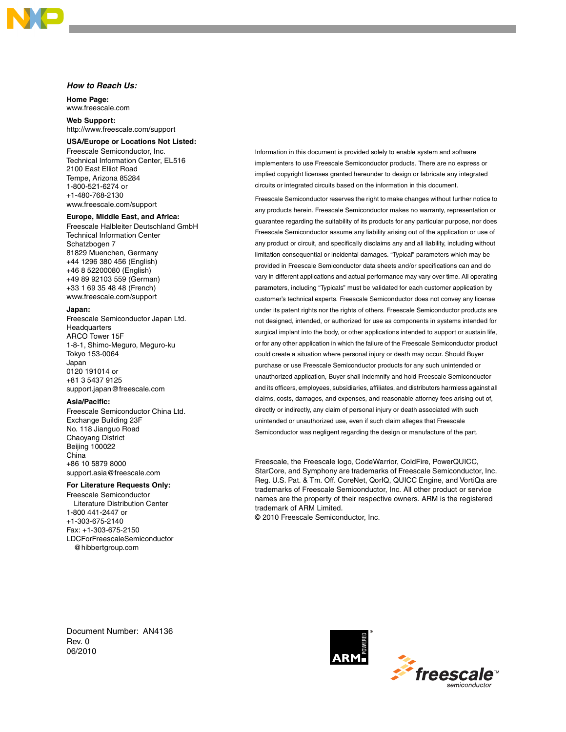***How to Reach Us:***

**Home Page:**
www.freescale.com

**Web Support:**
http://www.freescale.com/support

**USA/Europe or Locations Not Listed:**
Freescale Semiconductor, Inc.
Technical Information Center, EL516
2100 East Elliot Road
Tempe, Arizona 85284
1-800-521-6274 or
+1-480-768-2130
www.freescale.com/support

**Europe, Middle East, and Africa:**
Freescale Halbleiter Deutschland GmbH
Technical Information Center
Schatzbogen 7
81829 Muenchen, Germany
+44 1296 380 456 (English)
+46 8 52200080 (English)
+49 89 92103 559 (German)
+33 1 69 35 48 48 (French)
www.freescale.com/support

**Japan:**
Freescale Semiconductor Japan Ltd.
Headquarters
ARCO Tower 15F
1-8-1, Shimo-Meguro, Meguro-ku
Tokyo 153-0064
Japan
0120 191014 or
+81 3 5437 9125
support.japan@freescale.com

**Asia/Pacific:**
Freescale Semiconductor China Ltd.
Exchange Building 23F
No. 118 Jianguo Road
Chaoyang District
Beijing 100022
China
+86 10 5879 8000
support.asia@freescale.com

**For Literature Requests Only:**
Freescale Semiconductor
Literature Distribution Center
1-800 441-2447 or
+1-303-675-2140
Fax: +1-303-675-2150
LDCForFreescaleSemiconductor
@hibbertgroup.com

Information in this document is provided solely to enable system and software implementers to use Freescale Semiconductor products. There are no express or implied copyright licenses granted hereunder to design or fabricate any integrated circuits or integrated circuits based on the information in this document.

Freescale Semiconductor reserves the right to make changes without further notice to any products herein. Freescale Semiconductor makes no warranty, representation or guarantee regarding the suitability of its products for any particular purpose, nor does Freescale Semiconductor assume any liability arising out of the application or use of any product or circuit, and specifically disclaims any and all liability, including without limitation consequential or incidental damages. "Typical" parameters which may be provided in Freescale Semiconductor data sheets and/or specifications can and do vary in different applications and actual performance may vary over time. All operating parameters, including "Typicals" must be validated for each customer application by customer's technical experts. Freescale Semiconductor does not convey any license under its patent rights nor the rights of others. Freescale Semiconductor products are not designed, intended, or authorized for use as components in systems intended for surgical implant into the body, or other applications intended to support or sustain life, or for any other application in which the failure of the Freescale Semiconductor product could create a situation where personal injury or death may occur. Should Buyer purchase or use Freescale Semiconductor products for any such unintended or unauthorized application, Buyer shall indemnify and hold Freescale Semiconductor and its officers, employees, subsidiaries, affiliates, and distributors harmless against all claims, costs, damages, and expenses, and reasonable attorney fees arising out of, directly or indirectly, any claim of personal injury or death associated with such unintended or unauthorized use, even if such claim alleges that Freescale Semiconductor was negligent regarding the design or manufacture of the part.

Freescale, the Freescale logo, CodeWarrior, ColdFire, PowerQUICC, StarCore, and Symphony are trademarks of Freescale Semiconductor, Inc. Reg. U.S. Pat. & Tm. Off. CoreNet, QorIQ, QUICC Engine, and VortiQa are trademarks of Freescale Semiconductor, Inc. All other product or service names are the property of their respective owners. ARM is the registered trademark of ARM Limited.
© 2010 Freescale Semiconductor, Inc.

Document Number: AN4136
Rev. 0
06/2010